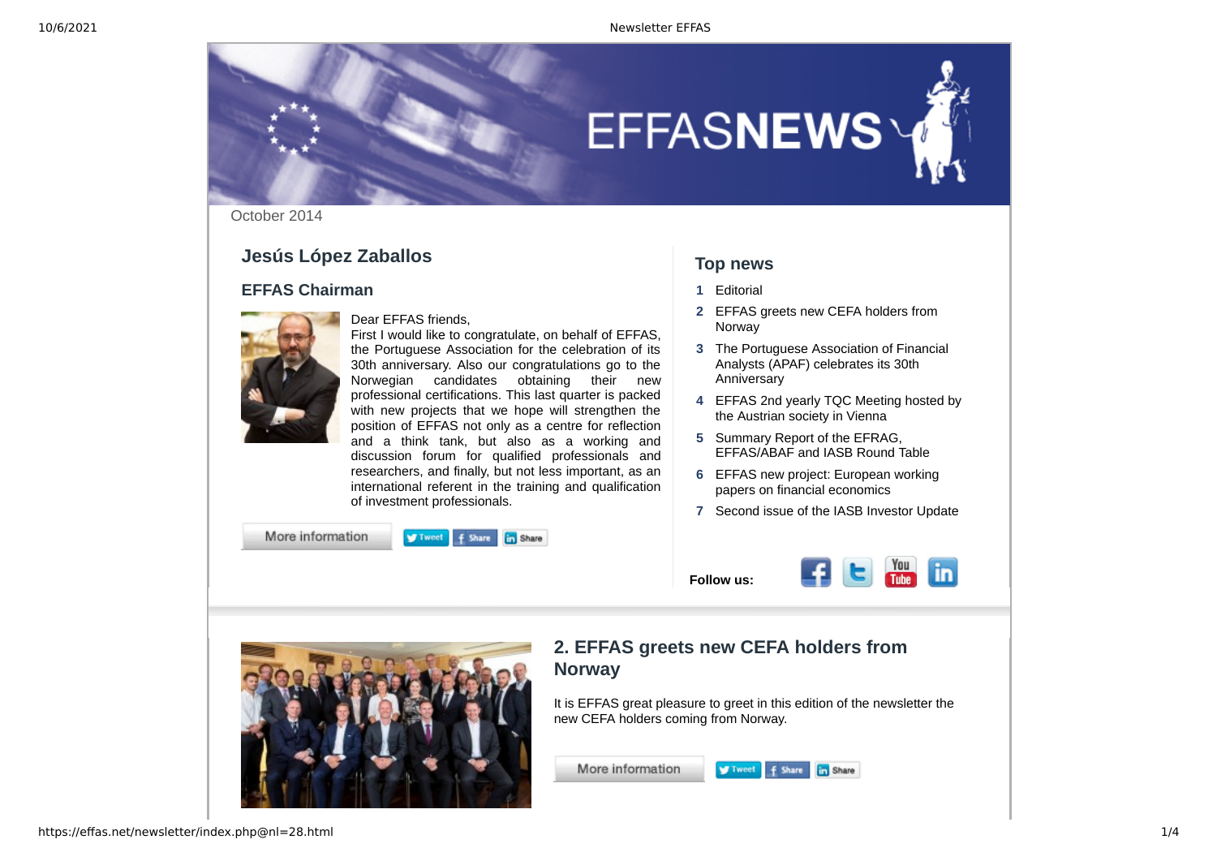October 2014

## Jesús López Zaballos

### EFFAS Chairman

Dear EFFAS friends,
First I would like to congratulate, on behalf of EFFAS, the Portuguese Association for the celebration of its 30th anniversary. Also our congratulations go to the Norwegian candidates obtaining their new professional certifications. This last quarter is packed with new projects that we hope will strengthen the position of EFFAS not only as a centre for reflection and a think tank, but also as a working and discussion forum for qualified professionals and researchers, and finally, but not less important, as an international referent in the training and qualification of investment professionals.

More information

## Top news

1. Editorial
2. EFFAS greets new CEFA holders from Norway
3. The Portuguese Association of Financial Analysts (APAF) celebrates its 30th Anniversary
4. EFFAS 2nd yearly TQC Meeting hosted by the Austrian society in Vienna
5. Summary Report of the EFRAG, EFFAS/ABAF and IASB Round Table
6. EFFAS new project: European working papers on financial economics
7. Second issue of the IASB Investor Update

**Follow us:**

## 2. EFFAS greets new CEFA holders from Norway

It is EFFAS great pleasure to greet in this edition of the newsletter the new CEFA holders coming from Norway.

More information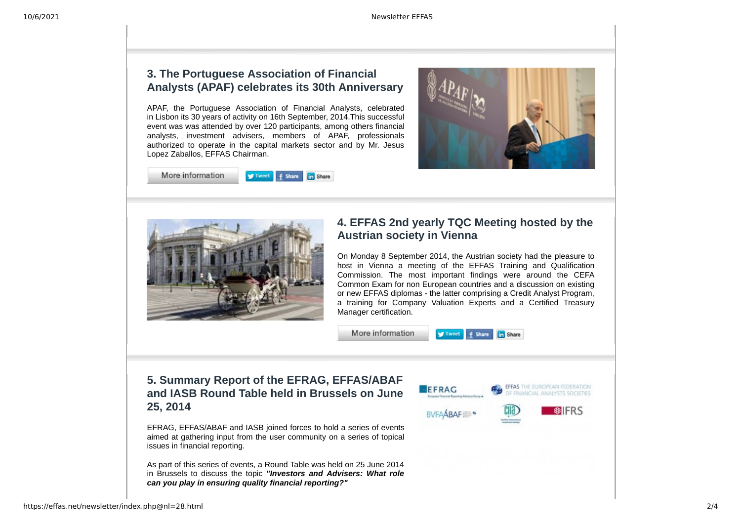### 3. The Portuguese Association of Financial Analysts (APAF) celebrates its 30th Anniversary

APAF, the Portuguese Association of Financial Analysts, celebrated in Lisbon its 30 years of activity on 16th September, 2014.This successful event was was attended by over 120 participants, among others financial analysts, investment advisers, members of APAF, professionals authorized to operate in the capital markets sector and by Mr. Jesus Lopez Zaballos, EFFAS Chairman.

More information

### 4. EFFAS 2nd yearly TQC Meeting hosted by the Austrian society in Vienna

On Monday 8 September 2014, the Austrian society had the pleasure to host in Vienna a meeting of the EFFAS Training and Qualification Commission. The most important findings were around the CEFA Common Exam for non European countries and a discussion on existing or new EFFAS diplomas - the latter comprising a Credit Analyst Program, a training for Company Valuation Experts and a Certified Treasury Manager certification.

More information

### 5. Summary Report of the EFRAG, EFFAS/ABAF and IASB Round Table held in Brussels on June 25, 2014

EFRAG, EFFAS/ABAF and IASB joined forces to hold a series of events aimed at gathering input from the user community on a series of topical issues in financial reporting.

As part of this series of events, a Round Table was held on 25 June 2014 in Brussels to discuss the topic ***"Investors and Advisers: What role can you play in ensuring quality financial reporting?"***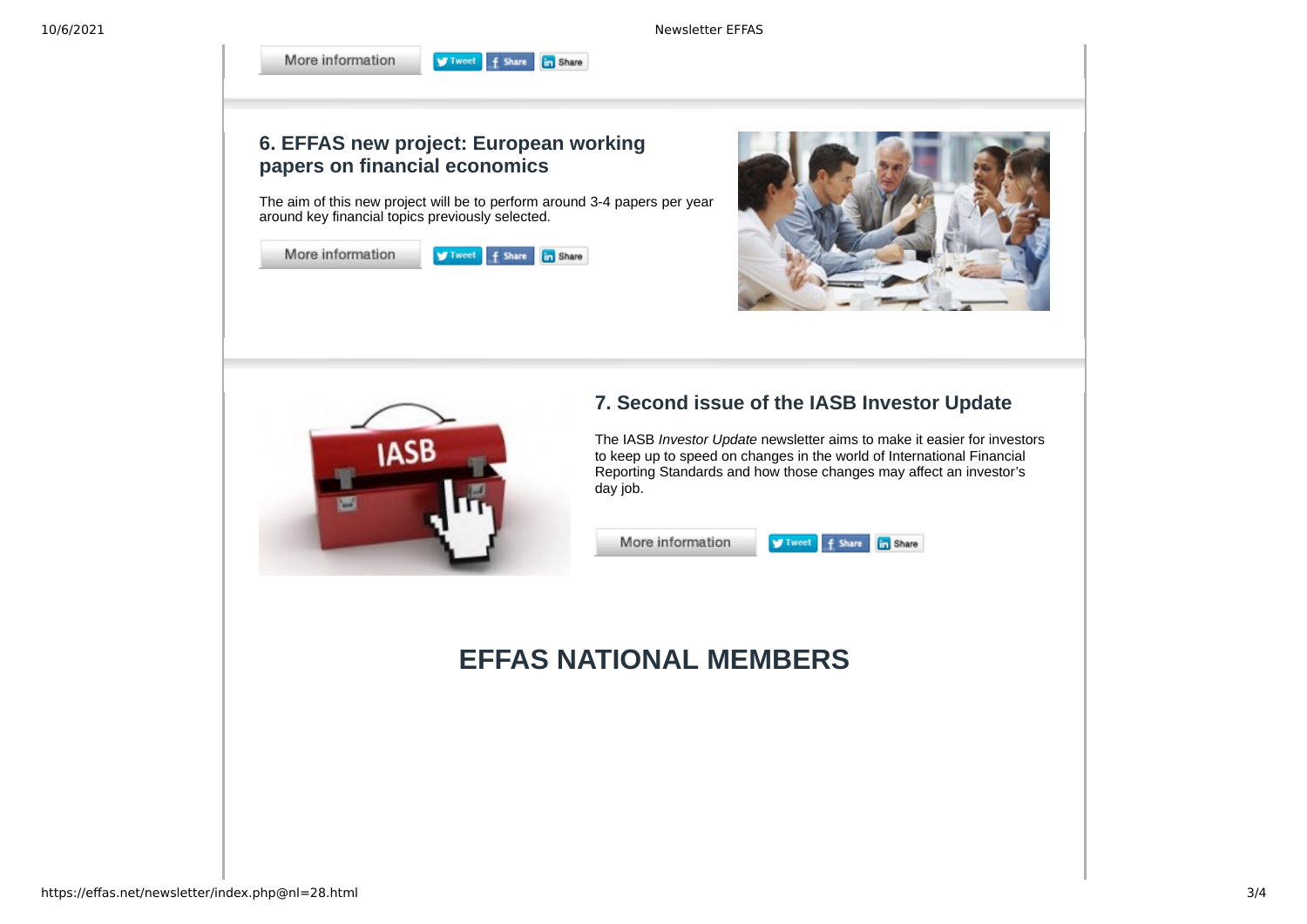More information

### 6. EFFAS new project: European working papers on financial economics

The aim of this new project will be to perform around 3-4 papers per year around key financial topics previously selected.

More information

### 7. Second issue of the IASB Investor Update

The IASB *Investor Update* newsletter aims to make it easier for investors to keep up to speed on changes in the world of International Financial Reporting Standards and how those changes may affect an investor's day job.

More information

## EFFAS NATIONAL MEMBERS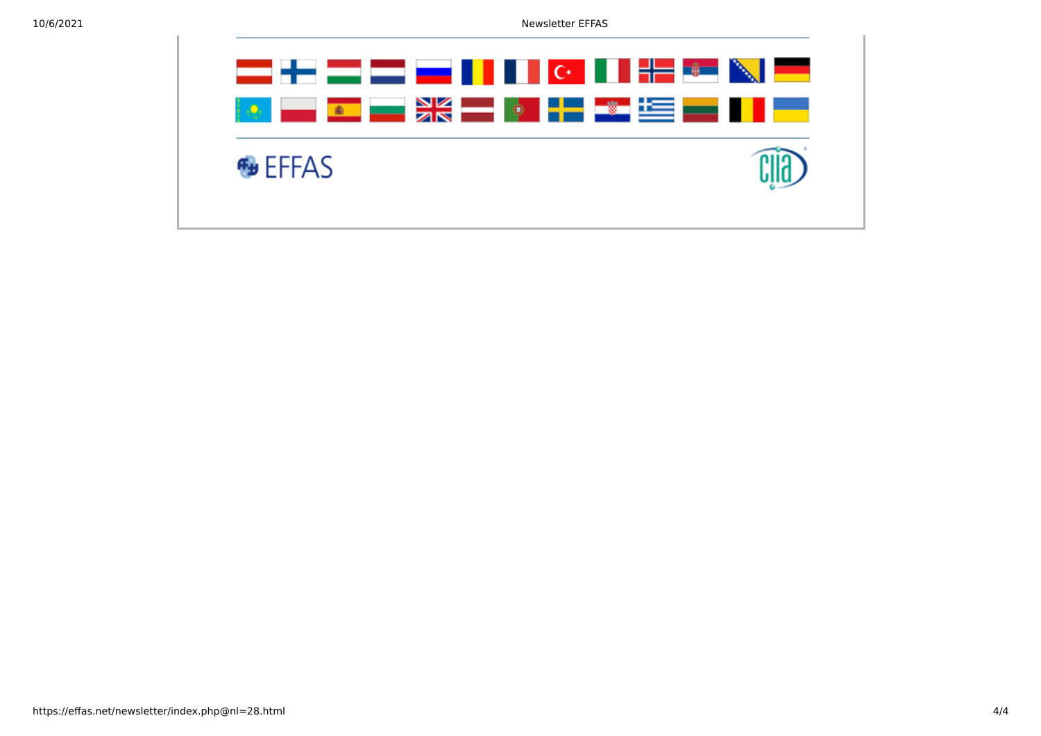EFFAS

ciia